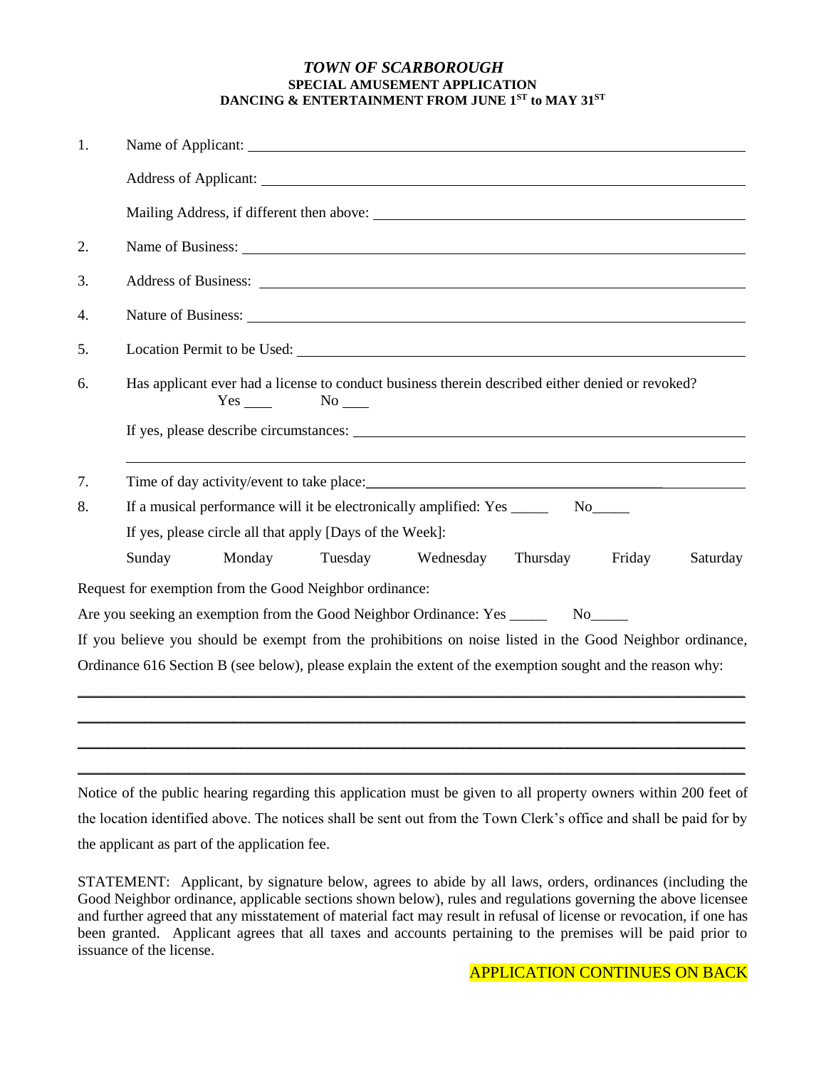# *TOWN OF SCARBOROUGH*
## SPECIAL AMUSEMENT APPLICATION
## DANCING & ENTERTAINMENT FROM JUNE 1ST to MAY 31ST

1. Name of Applicant: ____________________________________________

   Address of Applicant: ____________________________________________

   Mailing Address, if different then above: ____________________________________________

2. Name of Business: ____________________________________________

3. Address of Business: ____________________________________________

4. Nature of Business: ____________________________________________

5. Location Permit to be Used: ____________________________________________

6. Has applicant ever had a license to conduct business therein described either denied or revoked?
   Yes ____ No ____

   If yes, please describe circumstances: ____________________________________________

   ____________________________________________

7. Time of day activity/event to take place: ____________________________________________

8. If a musical performance will it be electronically amplified: Yes _____ No_____

   If yes, please circle all that apply [Days of the Week]:

   Sunday Monday Tuesday Wednesday Thursday Friday Saturday

Request for exemption from the Good Neighbor ordinance:

Are you seeking an exemption from the Good Neighbor Ordinance: Yes _____ No_____

If you believe you should be exempt from the prohibitions on noise listed in the Good Neighbor ordinance, Ordinance 616 Section B (see below), please explain the extent of the exemption sought and the reason why:

____________________________________________

____________________________________________

____________________________________________

____________________________________________

Notice of the public hearing regarding this application must be given to all property owners within 200 feet of the location identified above. The notices shall be sent out from the Town Clerk's office and shall be paid for by the applicant as part of the application fee.

STATEMENT: Applicant, by signature below, agrees to abide by all laws, orders, ordinances (including the Good Neighbor ordinance, applicable sections shown below), rules and regulations governing the above licensee and further agreed that any misstatement of material fact may result in refusal of license or revocation, if one has been granted. Applicant agrees that all taxes and accounts pertaining to the premises will be paid prior to issuance of the license.

APPLICATION CONTINUES ON BACK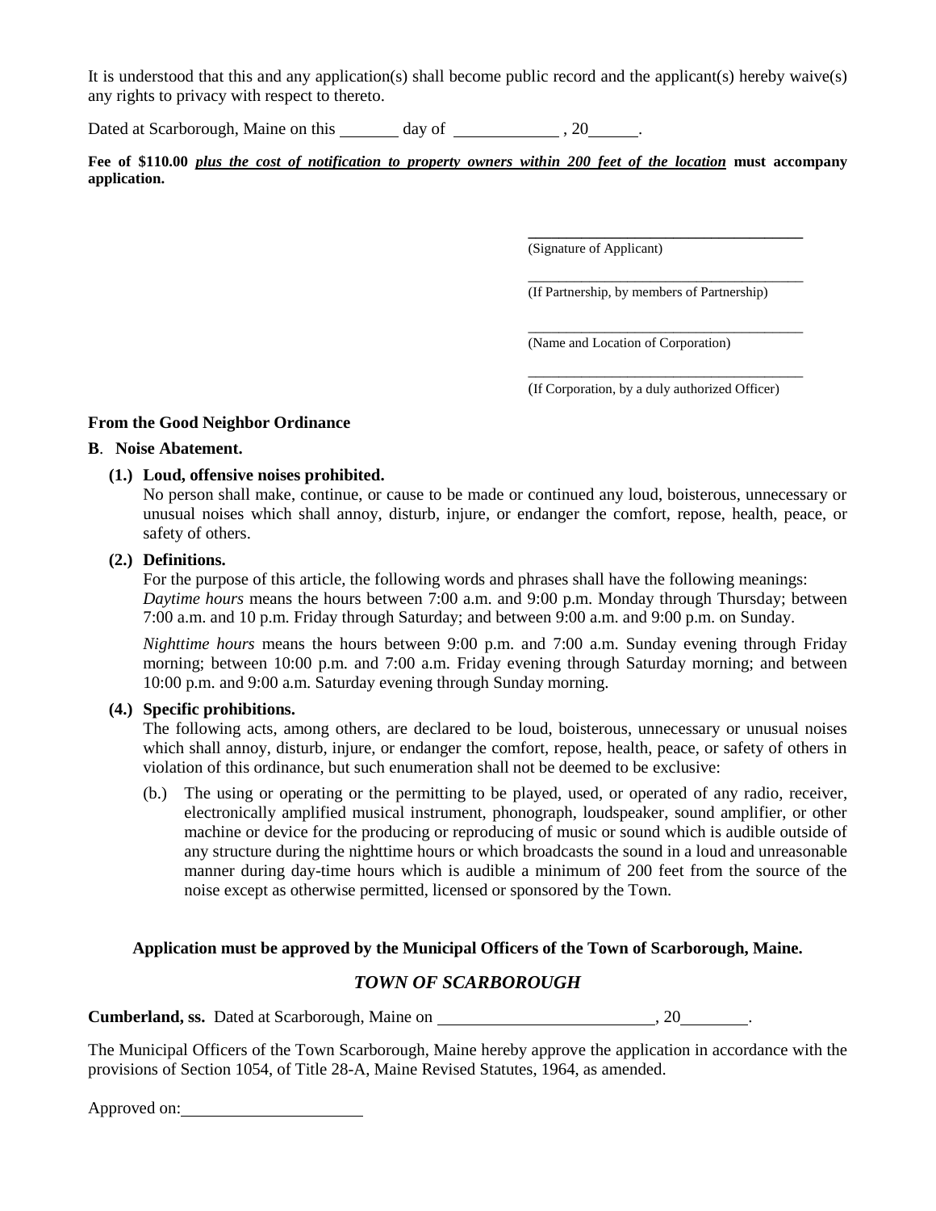It is understood that this and any application(s) shall become public record and the applicant(s) hereby waive(s) any rights to privacy with respect to thereto.

Dated at Scarborough, Maine on this _______ day of ____________ , 20______.

**Fee of $110.00 _plus the cost of notification to property owners within 200 feet of the location_ must accompany application.**

_____________________________________
(Signature of Applicant)

_____________________________________
(If Partnership, by members of Partnership)

_____________________________________
(Name and Location of Corporation)

_____________________________________
(If Corporation, by a duly authorized Officer)

**From the Good Neighbor Ordinance**

**B. Noise Abatement.**

**(1.) Loud, offensive noises prohibited.**
No person shall make, continue, or cause to be made or continued any loud, boisterous, unnecessary or unusual noises which shall annoy, disturb, injure, or endanger the comfort, repose, health, peace, or safety of others.

**(2.) Definitions.**
For the purpose of this article, the following words and phrases shall have the following meanings:
*Daytime hours* means the hours between 7:00 a.m. and 9:00 p.m. Monday through Thursday; between 7:00 a.m. and 10 p.m. Friday through Saturday; and between 9:00 a.m. and 9:00 p.m. on Sunday.

*Nighttime hours* means the hours between 9:00 p.m. and 7:00 a.m. Sunday evening through Friday morning; between 10:00 p.m. and 7:00 a.m. Friday evening through Saturday morning; and between 10:00 p.m. and 9:00 a.m. Saturday evening through Sunday morning.

**(4.) Specific prohibitions.**
The following acts, among others, are declared to be loud, boisterous, unnecessary or unusual noises which shall annoy, disturb, injure, or endanger the comfort, repose, health, peace, or safety of others in violation of this ordinance, but such enumeration shall not be deemed to be exclusive:

(b.) The using or operating or the permitting to be played, used, or operated of any radio, receiver, electronically amplified musical instrument, phonograph, loudspeaker, sound amplifier, or other machine or device for the producing or reproducing of music or sound which is audible outside of any structure during the nighttime hours or which broadcasts the sound in a loud and unreasonable manner during day-time hours which is audible a minimum of 200 feet from the source of the noise except as otherwise permitted, licensed or sponsored by the Town.

**Application must be approved by the Municipal Officers of the Town of Scarborough, Maine.**

## *TOWN OF SCARBOROUGH*

**Cumberland, ss.** Dated at Scarborough, Maine on _________________________, 20________.

The Municipal Officers of the Town Scarborough, Maine hereby approve the application in accordance with the provisions of Section 1054, of Title 28-A, Maine Revised Statutes, 1964, as amended.

Approved on:_____________________